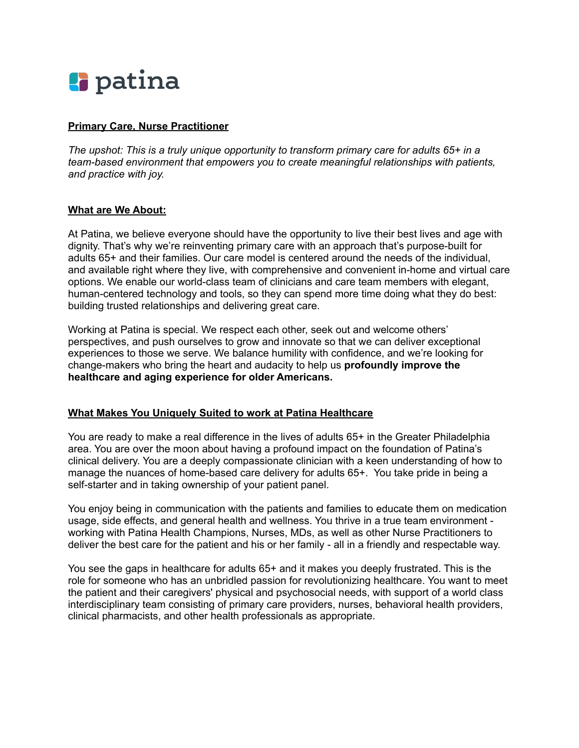patina

**Primary Care, Nurse Practitioner**

*The upshot: This is a truly unique opportunity to transform primary care for adults 65+ in a team-based environment that empowers you to create meaningful relationships with patients, and practice with joy.*

**What are We About:**

At Patina, we believe everyone should have the opportunity to live their best lives and age with dignity. That's why we're reinventing primary care with an approach that's purpose-built for adults 65+ and their families. Our care model is centered around the needs of the individual, and available right where they live, with comprehensive and convenient in-home and virtual care options. We enable our world-class team of clinicians and care team members with elegant, human-centered technology and tools, so they can spend more time doing what they do best: building trusted relationships and delivering great care.

Working at Patina is special. We respect each other, seek out and welcome others' perspectives, and push ourselves to grow and innovate so that we can deliver exceptional experiences to those we serve. We balance humility with confidence, and we're looking for change-makers who bring the heart and audacity to help us **profoundly improve the healthcare and aging experience for older Americans.**

**What Makes You Uniquely Suited to work at Patina Healthcare**

You are ready to make a real difference in the lives of adults 65+ in the Greater Philadelphia area. You are over the moon about having a profound impact on the foundation of Patina's clinical delivery. You are a deeply compassionate clinician with a keen understanding of how to manage the nuances of home-based care delivery for adults 65+. You take pride in being a self-starter and in taking ownership of your patient panel.

You enjoy being in communication with the patients and families to educate them on medication usage, side effects, and general health and wellness. You thrive in a true team environment - working with Patina Health Champions, Nurses, MDs, as well as other Nurse Practitioners to deliver the best care for the patient and his or her family - all in a friendly and respectable way.

You see the gaps in healthcare for adults 65+ and it makes you deeply frustrated. This is the role for someone who has an unbridled passion for revolutionizing healthcare. You want to meet the patient and their caregivers' physical and psychosocial needs, with support of a world class interdisciplinary team consisting of primary care providers, nurses, behavioral health providers, clinical pharmacists, and other health professionals as appropriate.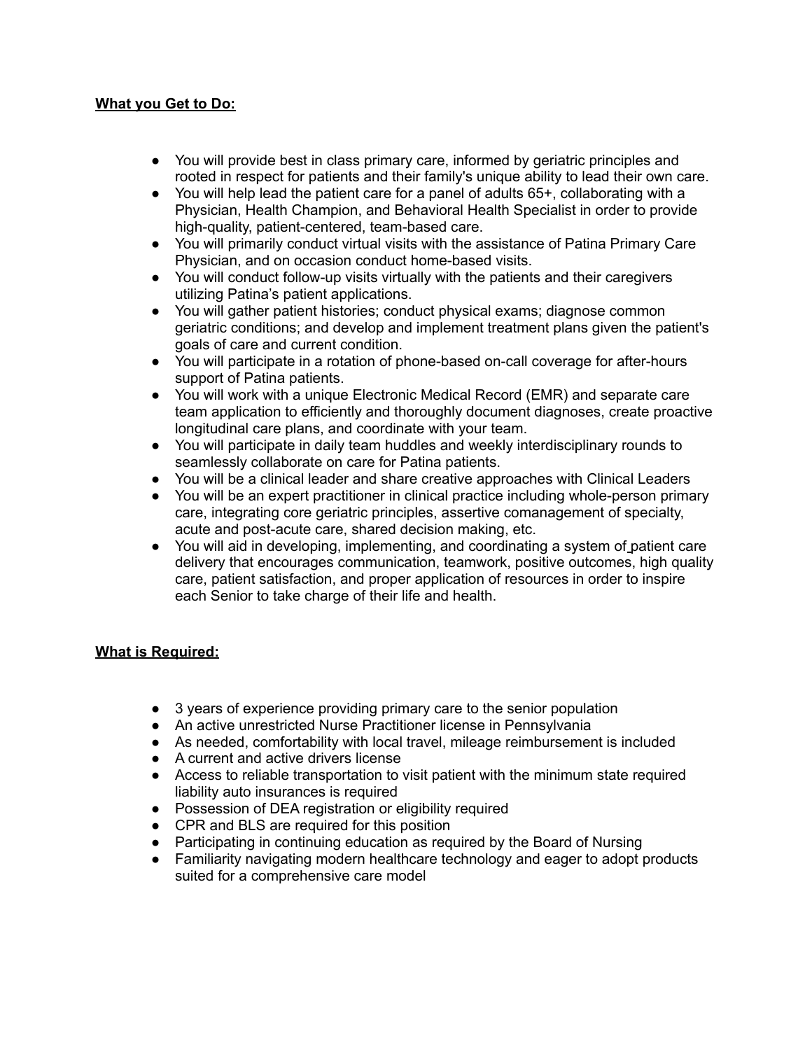**<u>What you Get to Do:</u>**

- You will provide best in class primary care, informed by geriatric principles and rooted in respect for patients and their family's unique ability to lead their own care.
- You will help lead the patient care for a panel of adults 65+, collaborating with a Physician, Health Champion, and Behavioral Health Specialist in order to provide high-quality, patient-centered, team-based care.
- You will primarily conduct virtual visits with the assistance of Patina Primary Care Physician, and on occasion conduct home-based visits.
- You will conduct follow-up visits virtually with the patients and their caregivers utilizing Patina's patient applications.
- You will gather patient histories; conduct physical exams; diagnose common geriatric conditions; and develop and implement treatment plans given the patient's goals of care and current condition.
- You will participate in a rotation of phone-based on-call coverage for after-hours support of Patina patients.
- You will work with a unique Electronic Medical Record (EMR) and separate care team application to efficiently and thoroughly document diagnoses, create proactive longitudinal care plans, and coordinate with your team.
- You will participate in daily team huddles and weekly interdisciplinary rounds to seamlessly collaborate on care for Patina patients.
- You will be a clinical leader and share creative approaches with Clinical Leaders
- You will be an expert practitioner in clinical practice including whole-person primary care, integrating core geriatric principles, assertive comanagement of specialty, acute and post-acute care, shared decision making, etc.
- You will aid in developing, implementing, and coordinating a system of patient care delivery that encourages communication, teamwork, positive outcomes, high quality care, patient satisfaction, and proper application of resources in order to inspire each Senior to take charge of their life and health.

**<u>What is Required:</u>**

- 3 years of experience providing primary care to the senior population
- An active unrestricted Nurse Practitioner license in Pennsylvania
- As needed, comfortability with local travel, mileage reimbursement is included
- A current and active drivers license
- Access to reliable transportation to visit patient with the minimum state required liability auto insurances is required
- Possession of DEA registration or eligibility required
- CPR and BLS are required for this position
- Participating in continuing education as required by the Board of Nursing
- Familiarity navigating modern healthcare technology and eager to adopt products suited for a comprehensive care model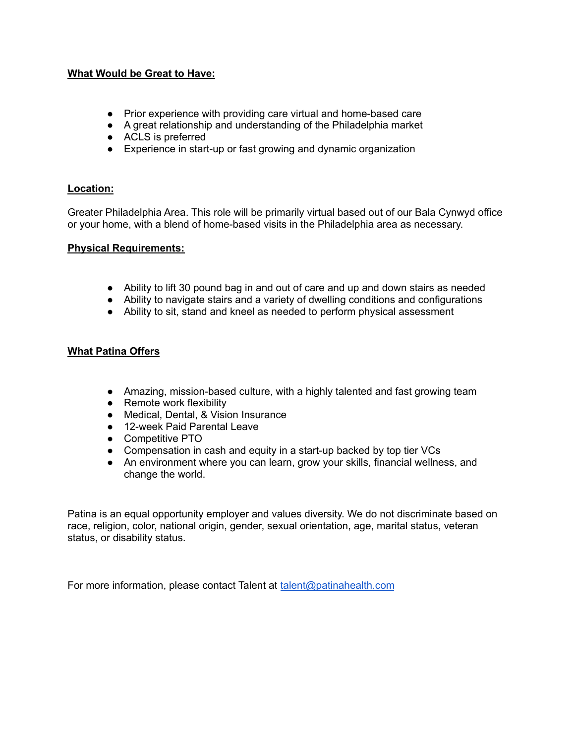**What Would be Great to Have:**

- Prior experience with providing care virtual and home-based care
- A great relationship and understanding of the Philadelphia market
- ACLS is preferred
- Experience in start-up or fast growing and dynamic organization

**Location:**

Greater Philadelphia Area. This role will be primarily virtual based out of our Bala Cynwyd office or your home, with a blend of home-based visits in the Philadelphia area as necessary.

**Physical Requirements:**

- Ability to lift 30 pound bag in and out of care and up and down stairs as needed
- Ability to navigate stairs and a variety of dwelling conditions and configurations
- Ability to sit, stand and kneel as needed to perform physical assessment

**What Patina Offers**

- Amazing, mission-based culture, with a highly talented and fast growing team
- Remote work flexibility
- Medical, Dental, & Vision Insurance
- 12-week Paid Parental Leave
- Competitive PTO
- Compensation in cash and equity in a start-up backed by top tier VCs
- An environment where you can learn, grow your skills, financial wellness, and change the world.

Patina is an equal opportunity employer and values diversity. We do not discriminate based on race, religion, color, national origin, gender, sexual orientation, age, marital status, veteran status, or disability status.

For more information, please contact Talent at [talent@patinahealth.com](mailto:talent@patinahealth.com)